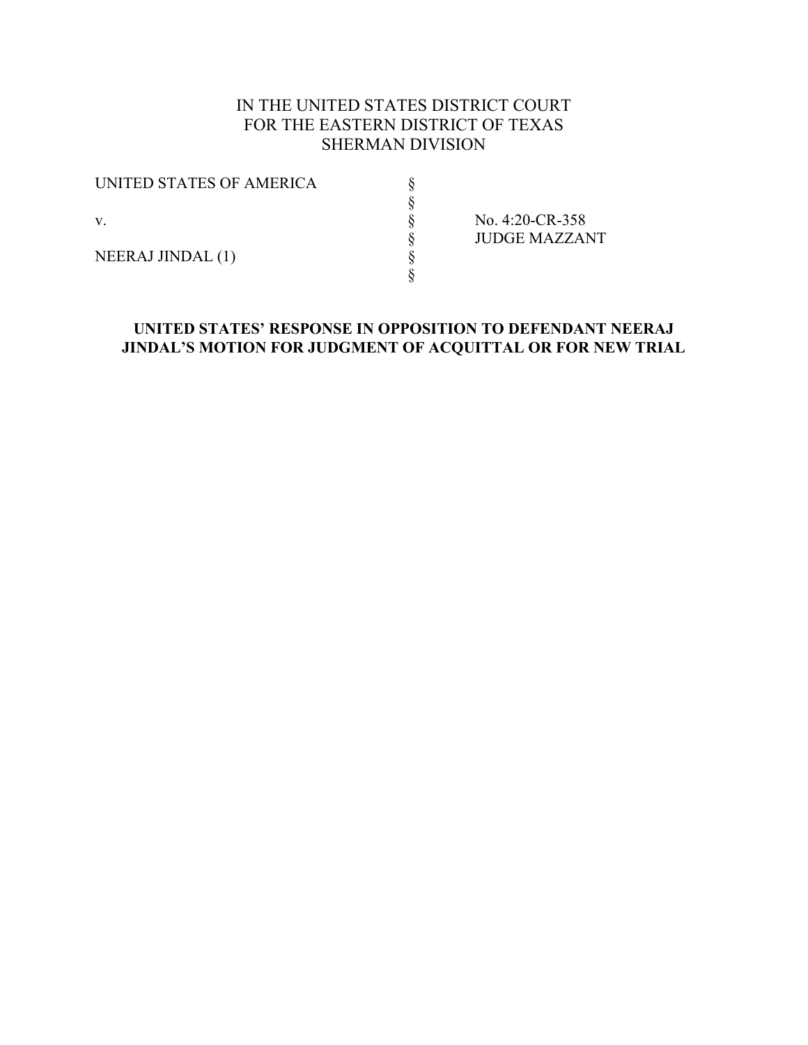IN THE UNITED STATES DISTRICT COURT
FOR THE EASTERN DISTRICT OF TEXAS
SHERMAN DIVISION

| | | |
|---|---|---|
| UNITED STATES OF AMERICA | § | |
| | § | |
| v. | § | No. 4:20-CR-358 |
| | § | JUDGE MAZZANT |
| NEERAJ JINDAL (1) | § | |
| | § | |

**UNITED STATES' RESPONSE IN OPPOSITION TO DEFENDANT NEERAJ JINDAL'S MOTION FOR JUDGMENT OF ACQUITTAL OR FOR NEW TRIAL**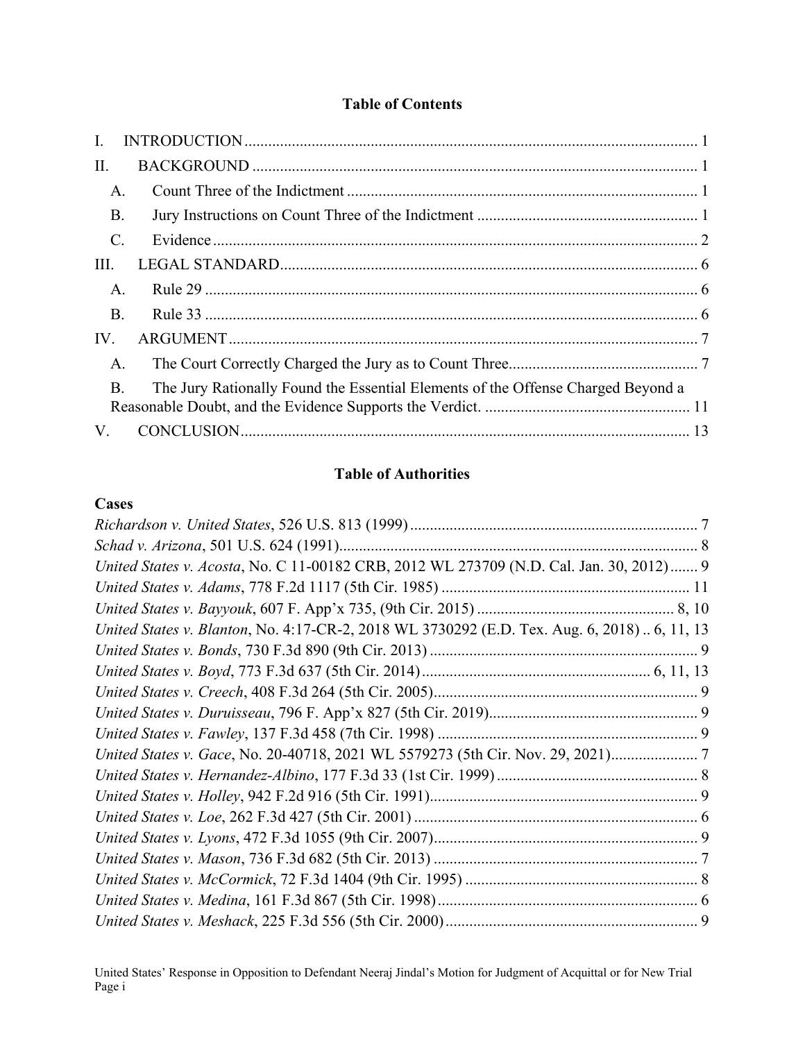## Table of Contents

I. INTRODUCTION ........................................................................................................ 1

II. BACKGROUND ....................................................................................................... 1

A. Count Three of the Indictment ................................................................................. 1

B. Jury Instructions on Count Three of the Indictment ............................................... 1

C. Evidence ................................................................................................................... 2

III. LEGAL STANDARD ................................................................................................ 6

A. Rule 29 ..................................................................................................................... 6

B. Rule 33 ..................................................................................................................... 6

IV. ARGUMENT ............................................................................................................ 7

A. The Court Correctly Charged the Jury as to Count Three ........................................ 7

B. The Jury Rationally Found the Essential Elements of the Offense Charged Beyond a Reasonable Doubt, and the Evidence Supports the Verdict. .................................................... 11

V. CONCLUSION ......................................................................................................... 13

## Table of Authorities

### Cases

*Richardson v. United States*, 526 U.S. 813 (1999) ........................................................ 7

*Schad v. Arizona*, 501 U.S. 624 (1991) ........................................................................ 8

*United States v. Acosta*, No. C 11-00182 CRB, 2012 WL 273709 (N.D. Cal. Jan. 30, 2012) ....... 9

*United States v. Adams*, 778 F.2d 1117 (5th Cir. 1985) ............................................... 11

*United States v. Bayyouk*, 607 F. App'x 735, (9th Cir. 2015) .................................... 8, 10

*United States v. Blanton*, No. 4:17-CR-2, 2018 WL 3730292 (E.D. Tex. Aug. 6, 2018) .. 6, 11, 13

*United States v. Bonds*, 730 F.3d 890 (9th Cir. 2013) .................................................... 9

*United States v. Boyd*, 773 F.3d 637 (5th Cir. 2014) ........................................... 6, 11, 13

*United States v. Creech*, 408 F.3d 264 (5th Cir. 2005) .................................................. 9

*United States v. Duruisseau*, 796 F. App'x 827 (5th Cir. 2019) ..................................... 9

*United States v. Fawley*, 137 F.3d 458 (7th Cir. 1998) .................................................. 9

*United States v. Gace*, No. 20-40718, 2021 WL 5579273 (5th Cir. Nov. 29, 2021) ...................... 7

*United States v. Hernandez-Albino*, 177 F.3d 33 (1st Cir. 1999) .................................. 8

*United States v. Holley*, 942 F.2d 916 (5th Cir. 1991) ................................................... 9

*United States v. Loe*, 262 F.3d 427 (5th Cir. 2001) ........................................................ 6

*United States v. Lyons*, 472 F.3d 1055 (9th Cir. 2007) .................................................. 9

*United States v. Mason*, 736 F.3d 682 (5th Cir. 2013) ................................................... 7

*United States v. McCormick*, 72 F.3d 1404 (9th Cir. 1995) ........................................... 8

*United States v. Medina*, 161 F.3d 867 (5th Cir. 1998) .................................................. 6

*United States v. Meshack*, 225 F.3d 556 (5th Cir. 2000) ................................................ 9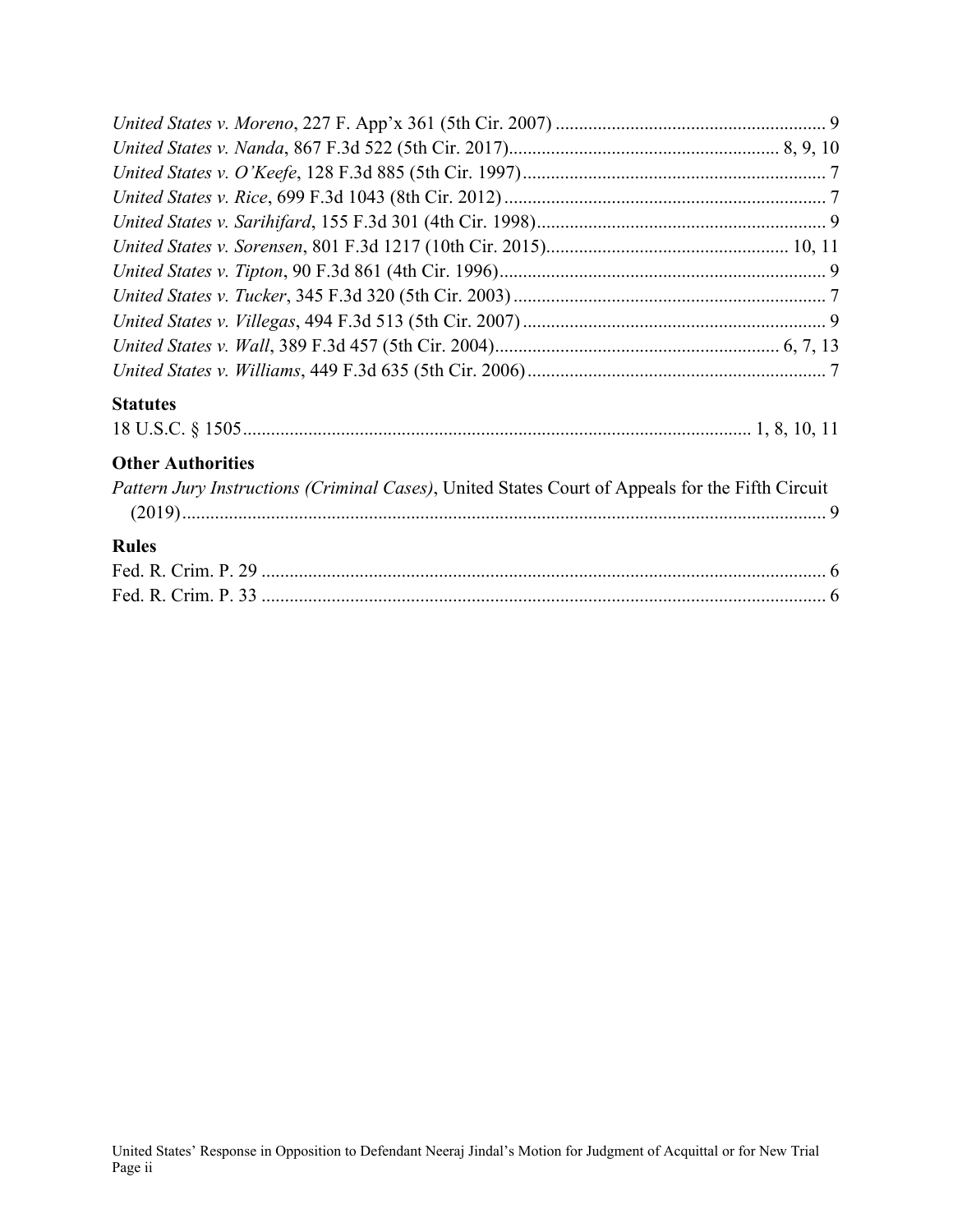*United States v. Moreno*, 227 F. App'x 361 (5th Cir. 2007) ........................................................ 9
*United States v. Nanda*, 867 F.3d 522 (5th Cir. 2017)......................................................... 8, 9, 10
*United States v. O'Keefe*, 128 F.3d 885 (5th Cir. 1997)................................................................ 7
*United States v. Rice*, 699 F.3d 1043 (8th Cir. 2012).................................................................... 7
*United States v. Sarihifard*, 155 F.3d 301 (4th Cir. 1998)............................................................. 9
*United States v. Sorensen*, 801 F.3d 1217 (10th Cir. 2015).................................................... 10, 11
*United States v. Tipton*, 90 F.3d 861 (4th Cir. 1996)...................................................................... 9
*United States v. Tucker*, 345 F.3d 320 (5th Cir. 2003).................................................................. 7
*United States v. Villegas*, 494 F.3d 513 (5th Cir. 2007)................................................................ 9
*United States v. Wall*, 389 F.3d 457 (5th Cir. 2004)........................................................... 6, 7, 13
*United States v. Williams*, 449 F.3d 635 (5th Cir. 2006)............................................................... 7

### Statutes

18 U.S.C. § 1505........................................................................................................... 1, 8, 10, 11

### Other Authorities

*Pattern Jury Instructions (Criminal Cases)*, United States Court of Appeals for the Fifth Circuit (2019)......................................................................................................................................... 9

### Rules

Fed. R. Crim. P. 29 ......................................................................................................................... 6
Fed. R. Crim. P. 33 ......................................................................................................................... 6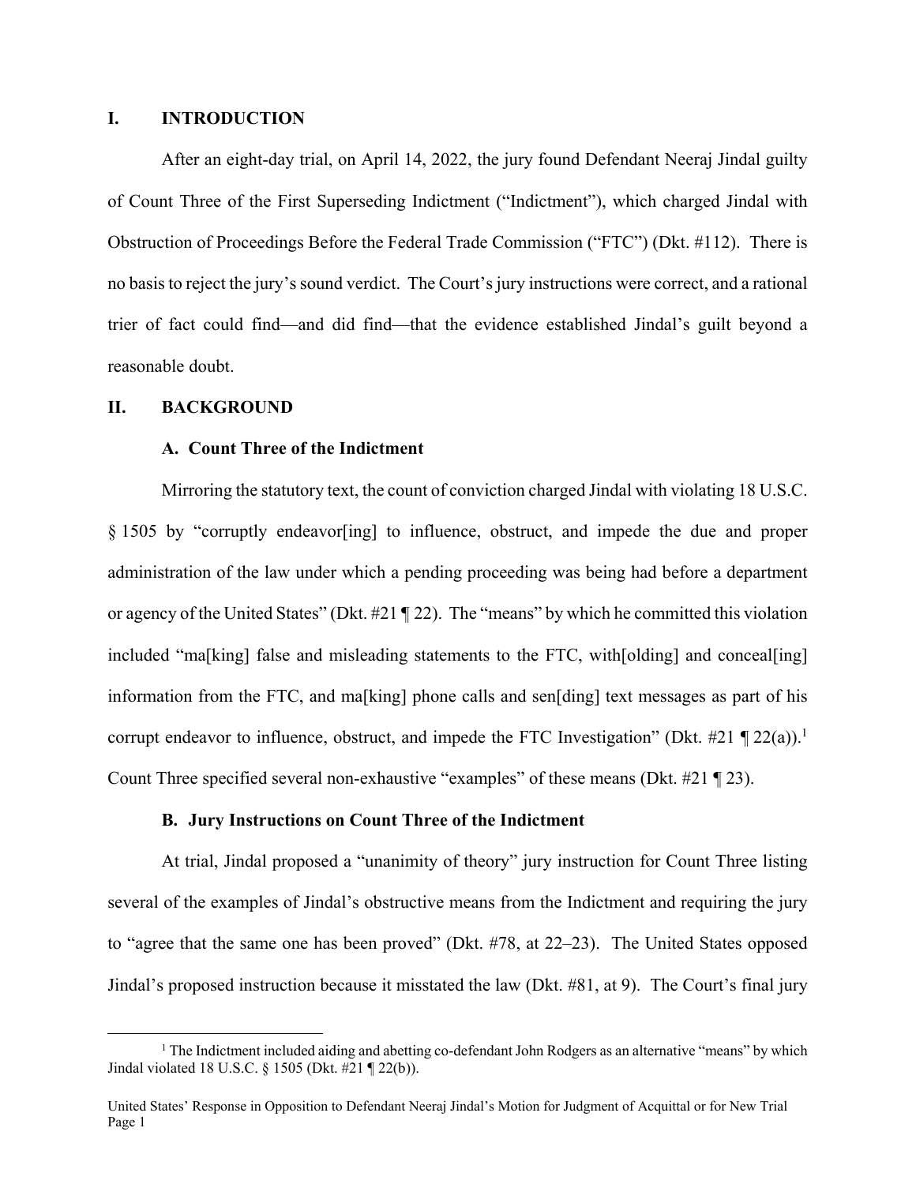## I. INTRODUCTION

After an eight-day trial, on April 14, 2022, the jury found Defendant Neeraj Jindal guilty of Count Three of the First Superseding Indictment ("Indictment"), which charged Jindal with Obstruction of Proceedings Before the Federal Trade Commission ("FTC") (Dkt. #112). There is no basis to reject the jury's sound verdict. The Court's jury instructions were correct, and a rational trier of fact could find—and did find—that the evidence established Jindal's guilt beyond a reasonable doubt.

## II. BACKGROUND

### A. Count Three of the Indictment

Mirroring the statutory text, the count of conviction charged Jindal with violating 18 U.S.C. § 1505 by "corruptly endeavor[ing] to influence, obstruct, and impede the due and proper administration of the law under which a pending proceeding was being had before a department or agency of the United States" (Dkt. #21 ¶ 22). The "means" by which he committed this violation included "ma[king] false and misleading statements to the FTC, with[olding] and conceal[ing] information from the FTC, and ma[king] phone calls and sen[ding] text messages as part of his corrupt endeavor to influence, obstruct, and impede the FTC Investigation" (Dkt. #21 ¶ 22(a)).[1] Count Three specified several non-exhaustive "examples" of these means (Dkt. #21 ¶ 23).

### B. Jury Instructions on Count Three of the Indictment

At trial, Jindal proposed a "unanimity of theory" jury instruction for Count Three listing several of the examples of Jindal's obstructive means from the Indictment and requiring the jury to "agree that the same one has been proved" (Dkt. #78, at 22–23). The United States opposed Jindal's proposed instruction because it misstated the law (Dkt. #81, at 9). The Court's final jury

[1] The Indictment included aiding and abetting co-defendant John Rodgers as an alternative "means" by which Jindal violated 18 U.S.C. § 1505 (Dkt. #21 ¶ 22(b)).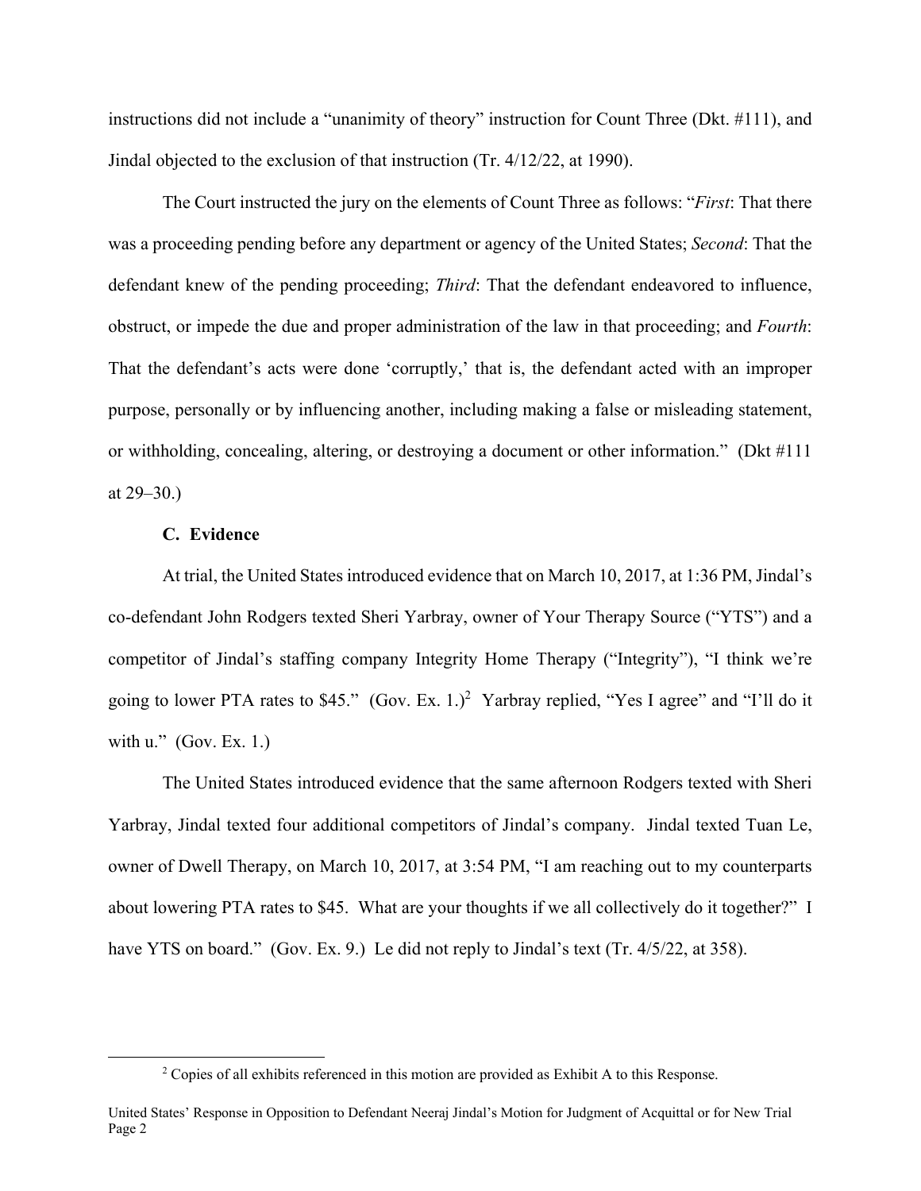instructions did not include a "unanimity of theory" instruction for Count Three (Dkt. #111), and Jindal objected to the exclusion of that instruction (Tr. 4/12/22, at 1990).

The Court instructed the jury on the elements of Count Three as follows: "*First*: That there was a proceeding pending before any department or agency of the United States; *Second*: That the defendant knew of the pending proceeding; *Third*: That the defendant endeavored to influence, obstruct, or impede the due and proper administration of the law in that proceeding; and *Fourth*: That the defendant's acts were done 'corruptly,' that is, the defendant acted with an improper purpose, personally or by influencing another, including making a false or misleading statement, or withholding, concealing, altering, or destroying a document or other information." (Dkt #111 at 29–30.)

**C. Evidence**

At trial, the United States introduced evidence that on March 10, 2017, at 1:36 PM, Jindal's co-defendant John Rodgers texted Sheri Yarbray, owner of Your Therapy Source ("YTS") and a competitor of Jindal's staffing company Integrity Home Therapy ("Integrity"), "I think we're going to lower PTA rates to $45." (Gov. Ex. 1.)[2] Yarbray replied, "Yes I agree" and "I'll do it with u." (Gov. Ex. 1.)

The United States introduced evidence that the same afternoon Rodgers texted with Sheri Yarbray, Jindal texted four additional competitors of Jindal's company. Jindal texted Tuan Le, owner of Dwell Therapy, on March 10, 2017, at 3:54 PM, "I am reaching out to my counterparts about lowering PTA rates to $45. What are your thoughts if we all collectively do it together?" I have YTS on board." (Gov. Ex. 9.) Le did not reply to Jindal's text (Tr. 4/5/22, at 358).

[2] Copies of all exhibits referenced in this motion are provided as Exhibit A to this Response.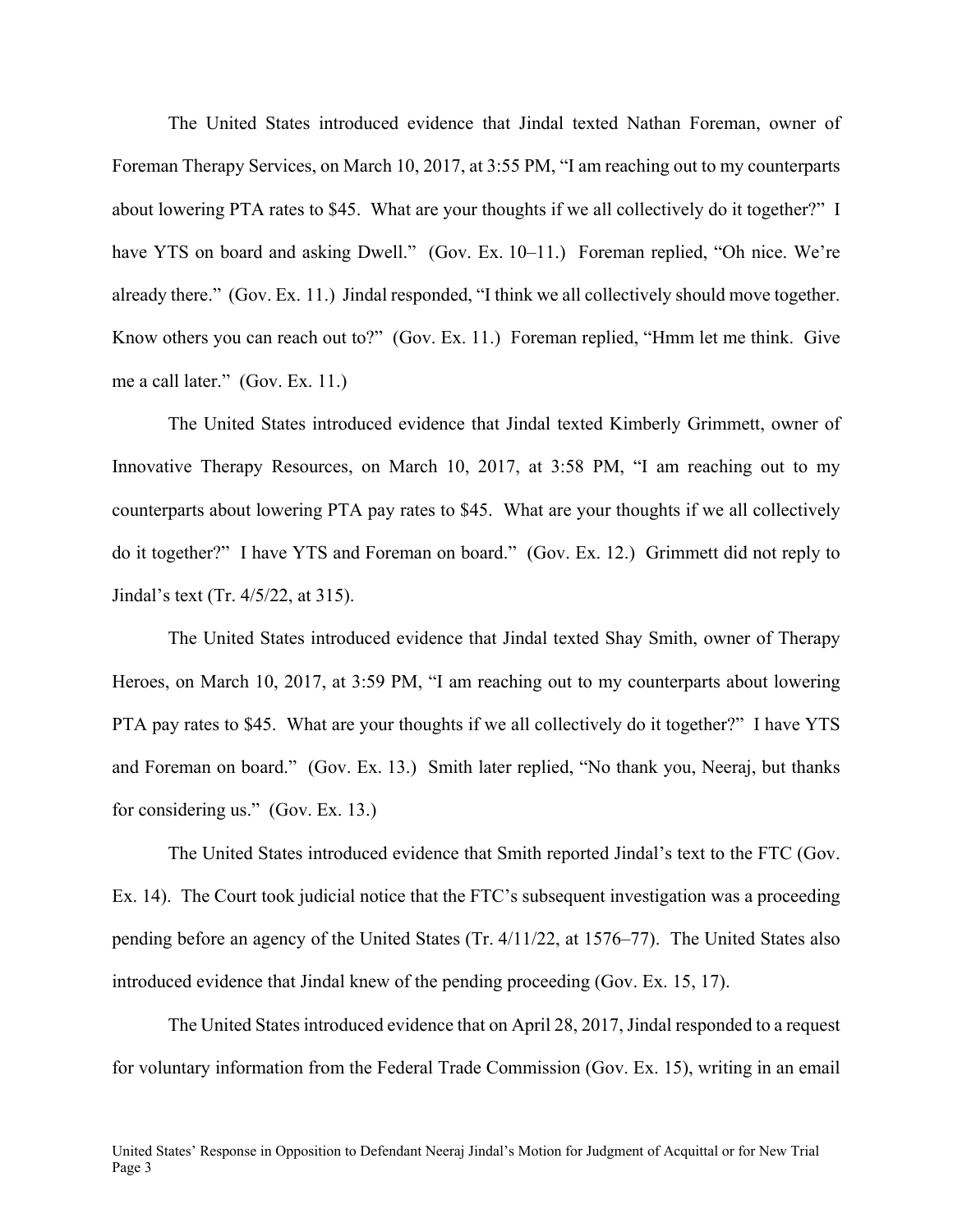The United States introduced evidence that Jindal texted Nathan Foreman, owner of Foreman Therapy Services, on March 10, 2017, at 3:55 PM, "I am reaching out to my counterparts about lowering PTA rates to $45. What are your thoughts if we all collectively do it together?" I have YTS on board and asking Dwell." (Gov. Ex. 10–11.) Foreman replied, "Oh nice. We're already there." (Gov. Ex. 11.) Jindal responded, "I think we all collectively should move together. Know others you can reach out to?" (Gov. Ex. 11.) Foreman replied, "Hmm let me think. Give me a call later." (Gov. Ex. 11.)

The United States introduced evidence that Jindal texted Kimberly Grimmett, owner of Innovative Therapy Resources, on March 10, 2017, at 3:58 PM, "I am reaching out to my counterparts about lowering PTA pay rates to $45. What are your thoughts if we all collectively do it together?" I have YTS and Foreman on board." (Gov. Ex. 12.) Grimmett did not reply to Jindal's text (Tr. 4/5/22, at 315).

The United States introduced evidence that Jindal texted Shay Smith, owner of Therapy Heroes, on March 10, 2017, at 3:59 PM, "I am reaching out to my counterparts about lowering PTA pay rates to $45. What are your thoughts if we all collectively do it together?" I have YTS and Foreman on board." (Gov. Ex. 13.) Smith later replied, "No thank you, Neeraj, but thanks for considering us." (Gov. Ex. 13.)

The United States introduced evidence that Smith reported Jindal's text to the FTC (Gov. Ex. 14). The Court took judicial notice that the FTC's subsequent investigation was a proceeding pending before an agency of the United States (Tr. 4/11/22, at 1576–77). The United States also introduced evidence that Jindal knew of the pending proceeding (Gov. Ex. 15, 17).

The United States introduced evidence that on April 28, 2017, Jindal responded to a request for voluntary information from the Federal Trade Commission (Gov. Ex. 15), writing in an email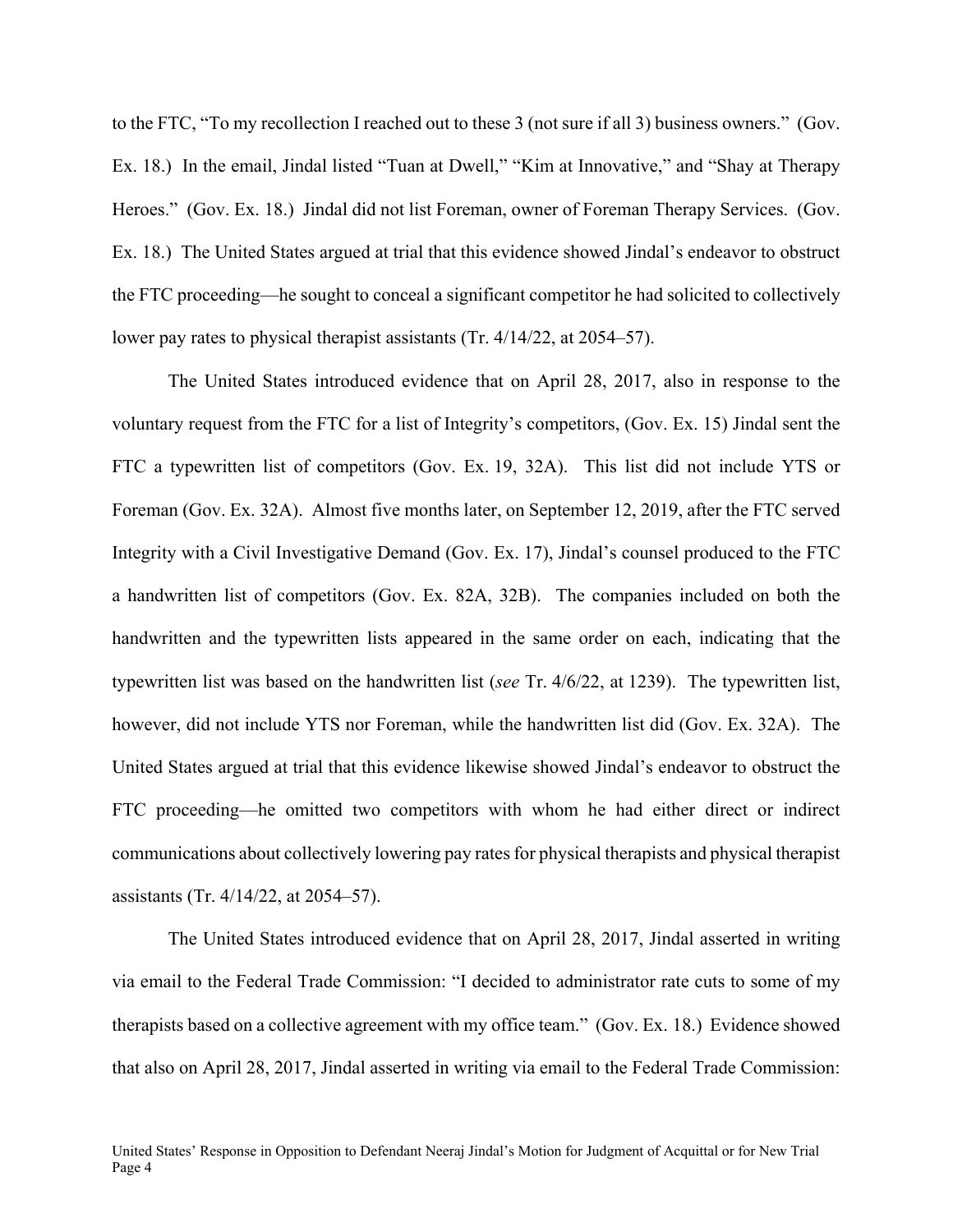to the FTC, "To my recollection I reached out to these 3 (not sure if all 3) business owners." (Gov. Ex. 18.) In the email, Jindal listed "Tuan at Dwell," "Kim at Innovative," and "Shay at Therapy Heroes." (Gov. Ex. 18.) Jindal did not list Foreman, owner of Foreman Therapy Services. (Gov. Ex. 18.) The United States argued at trial that this evidence showed Jindal's endeavor to obstruct the FTC proceeding—he sought to conceal a significant competitor he had solicited to collectively lower pay rates to physical therapist assistants (Tr. 4/14/22, at 2054–57).

The United States introduced evidence that on April 28, 2017, also in response to the voluntary request from the FTC for a list of Integrity's competitors, (Gov. Ex. 15) Jindal sent the FTC a typewritten list of competitors (Gov. Ex. 19, 32A). This list did not include YTS or Foreman (Gov. Ex. 32A). Almost five months later, on September 12, 2019, after the FTC served Integrity with a Civil Investigative Demand (Gov. Ex. 17), Jindal's counsel produced to the FTC a handwritten list of competitors (Gov. Ex. 82A, 32B). The companies included on both the handwritten and the typewritten lists appeared in the same order on each, indicating that the typewritten list was based on the handwritten list (*see* Tr. 4/6/22, at 1239). The typewritten list, however, did not include YTS nor Foreman, while the handwritten list did (Gov. Ex. 32A). The United States argued at trial that this evidence likewise showed Jindal's endeavor to obstruct the FTC proceeding—he omitted two competitors with whom he had either direct or indirect communications about collectively lowering pay rates for physical therapists and physical therapist assistants (Tr. 4/14/22, at 2054–57).

The United States introduced evidence that on April 28, 2017, Jindal asserted in writing via email to the Federal Trade Commission: "I decided to administrator rate cuts to some of my therapists based on a collective agreement with my office team." (Gov. Ex. 18.) Evidence showed that also on April 28, 2017, Jindal asserted in writing via email to the Federal Trade Commission: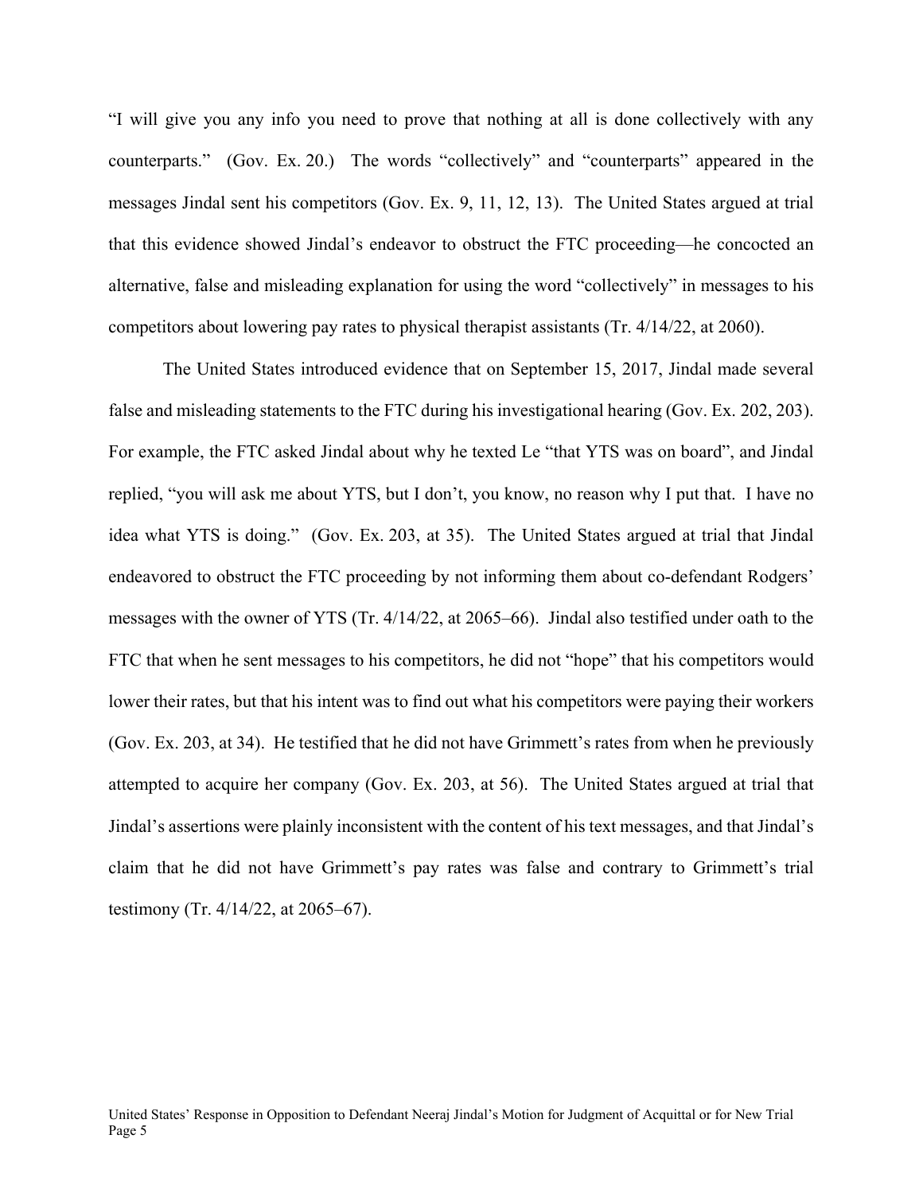"I will give you any info you need to prove that nothing at all is done collectively with any counterparts." (Gov. Ex. 20.) The words "collectively" and "counterparts" appeared in the messages Jindal sent his competitors (Gov. Ex. 9, 11, 12, 13). The United States argued at trial that this evidence showed Jindal's endeavor to obstruct the FTC proceeding—he concocted an alternative, false and misleading explanation for using the word "collectively" in messages to his competitors about lowering pay rates to physical therapist assistants (Tr. 4/14/22, at 2060).

The United States introduced evidence that on September 15, 2017, Jindal made several false and misleading statements to the FTC during his investigational hearing (Gov. Ex. 202, 203). For example, the FTC asked Jindal about why he texted Le "that YTS was on board", and Jindal replied, "you will ask me about YTS, but I don't, you know, no reason why I put that. I have no idea what YTS is doing." (Gov. Ex. 203, at 35). The United States argued at trial that Jindal endeavored to obstruct the FTC proceeding by not informing them about co-defendant Rodgers' messages with the owner of YTS (Tr. 4/14/22, at 2065–66). Jindal also testified under oath to the FTC that when he sent messages to his competitors, he did not "hope" that his competitors would lower their rates, but that his intent was to find out what his competitors were paying their workers (Gov. Ex. 203, at 34). He testified that he did not have Grimmett's rates from when he previously attempted to acquire her company (Gov. Ex. 203, at 56). The United States argued at trial that Jindal's assertions were plainly inconsistent with the content of his text messages, and that Jindal's claim that he did not have Grimmett's pay rates was false and contrary to Grimmett's trial testimony (Tr. 4/14/22, at 2065–67).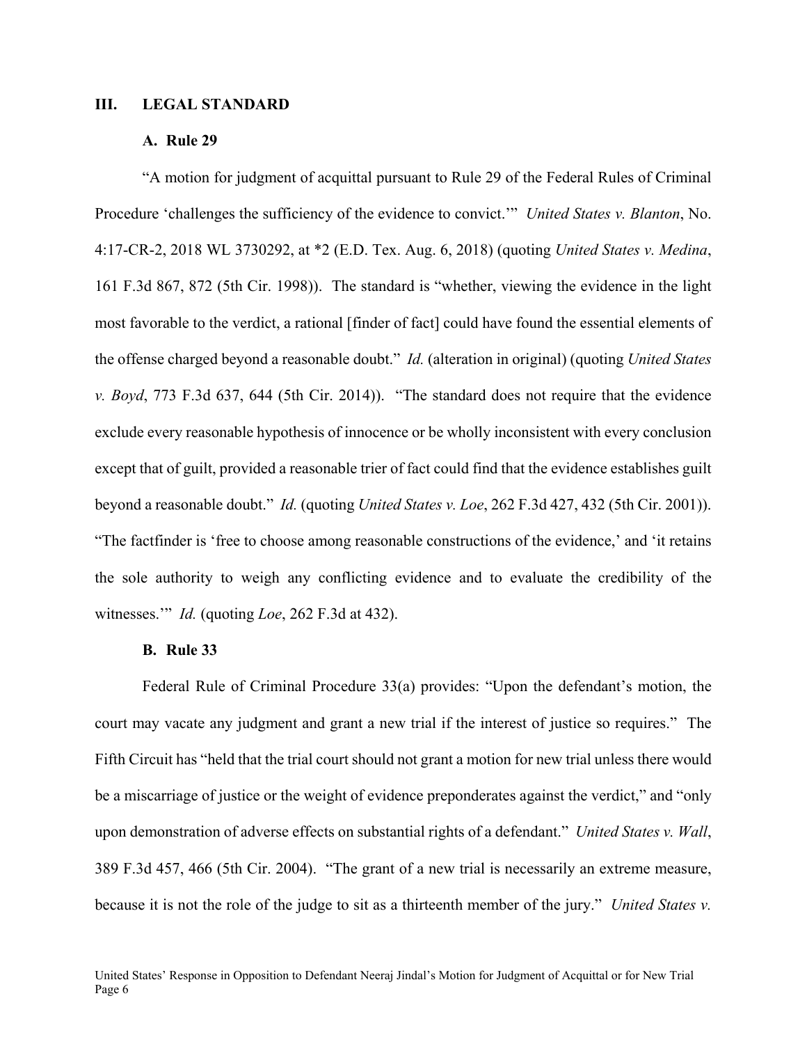## III. LEGAL STANDARD

### A. Rule 29

"A motion for judgment of acquittal pursuant to Rule 29 of the Federal Rules of Criminal Procedure 'challenges the sufficiency of the evidence to convict.'" *United States v. Blanton*, No. 4:17-CR-2, 2018 WL 3730292, at *2 (E.D. Tex. Aug. 6, 2018) (quoting *United States v. Medina*, 161 F.3d 867, 872 (5th Cir. 1998)). The standard is "whether, viewing the evidence in the light most favorable to the verdict, a rational [finder of fact] could have found the essential elements of the offense charged beyond a reasonable doubt." *Id.* (alteration in original) (quoting *United States v. Boyd*, 773 F.3d 637, 644 (5th Cir. 2014)). "The standard does not require that the evidence exclude every reasonable hypothesis of innocence or be wholly inconsistent with every conclusion except that of guilt, provided a reasonable trier of fact could find that the evidence establishes guilt beyond a reasonable doubt." *Id.* (quoting *United States v. Loe*, 262 F.3d 427, 432 (5th Cir. 2001)). "The factfinder is 'free to choose among reasonable constructions of the evidence,' and 'it retains the sole authority to weigh any conflicting evidence and to evaluate the credibility of the witnesses.'" *Id.* (quoting *Loe*, 262 F.3d at 432).

### B. Rule 33

Federal Rule of Criminal Procedure 33(a) provides: "Upon the defendant's motion, the court may vacate any judgment and grant a new trial if the interest of justice so requires." The Fifth Circuit has "held that the trial court should not grant a motion for new trial unless there would be a miscarriage of justice or the weight of evidence preponderates against the verdict," and "only upon demonstration of adverse effects on substantial rights of a defendant." *United States v. Wall*, 389 F.3d 457, 466 (5th Cir. 2004). "The grant of a new trial is necessarily an extreme measure, because it is not the role of the judge to sit as a thirteenth member of the jury." *United States v.*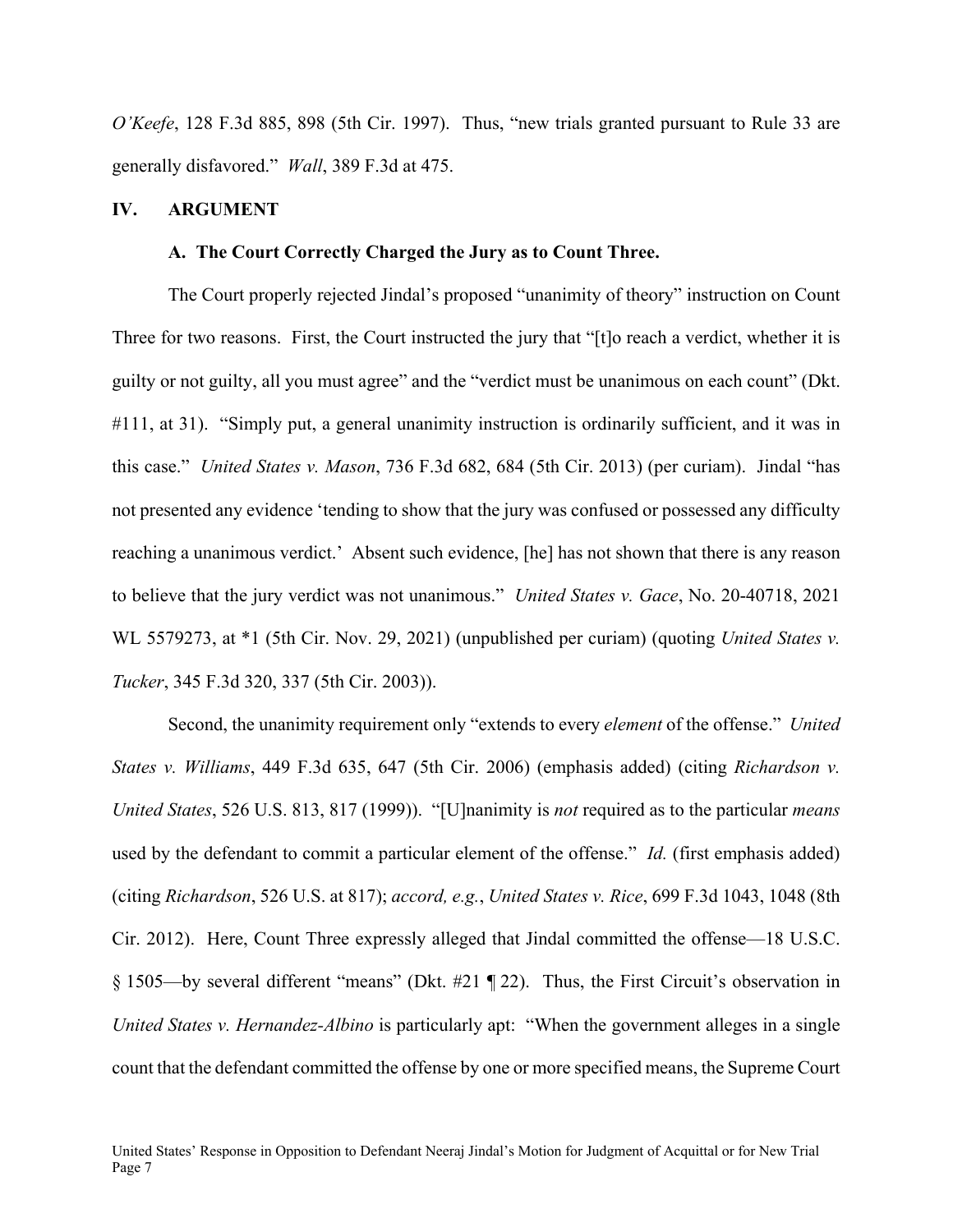*O'Keefe*, 128 F.3d 885, 898 (5th Cir. 1997). Thus, "new trials granted pursuant to Rule 33 are generally disfavored." *Wall*, 389 F.3d at 475.

## IV. ARGUMENT

### A. The Court Correctly Charged the Jury as to Count Three.

The Court properly rejected Jindal's proposed "unanimity of theory" instruction on Count Three for two reasons. First, the Court instructed the jury that "[t]o reach a verdict, whether it is guilty or not guilty, all you must agree" and the "verdict must be unanimous on each count" (Dkt. #111, at 31). "Simply put, a general unanimity instruction is ordinarily sufficient, and it was in this case." *United States v. Mason*, 736 F.3d 682, 684 (5th Cir. 2013) (per curiam). Jindal "has not presented any evidence 'tending to show that the jury was confused or possessed any difficulty reaching a unanimous verdict.' Absent such evidence, [he] has not shown that there is any reason to believe that the jury verdict was not unanimous." *United States v. Gace*, No. 20-40718, 2021 WL 5579273, at *1 (5th Cir. Nov. 29, 2021) (unpublished per curiam) (quoting *United States v. Tucker*, 345 F.3d 320, 337 (5th Cir. 2003)).

Second, the unanimity requirement only "extends to every *element* of the offense." *United States v. Williams*, 449 F.3d 635, 647 (5th Cir. 2006) (emphasis added) (citing *Richardson v. United States*, 526 U.S. 813, 817 (1999)). "[U]nanimity is *not* required as to the particular *means* used by the defendant to commit a particular element of the offense." *Id.* (first emphasis added) (citing *Richardson*, 526 U.S. at 817); *accord, e.g.*, *United States v. Rice*, 699 F.3d 1043, 1048 (8th Cir. 2012). Here, Count Three expressly alleged that Jindal committed the offense—18 U.S.C. § 1505—by several different "means" (Dkt. #21 ¶ 22). Thus, the First Circuit's observation in *United States v. Hernandez-Albino* is particularly apt: "When the government alleges in a single count that the defendant committed the offense by one or more specified means, the Supreme Court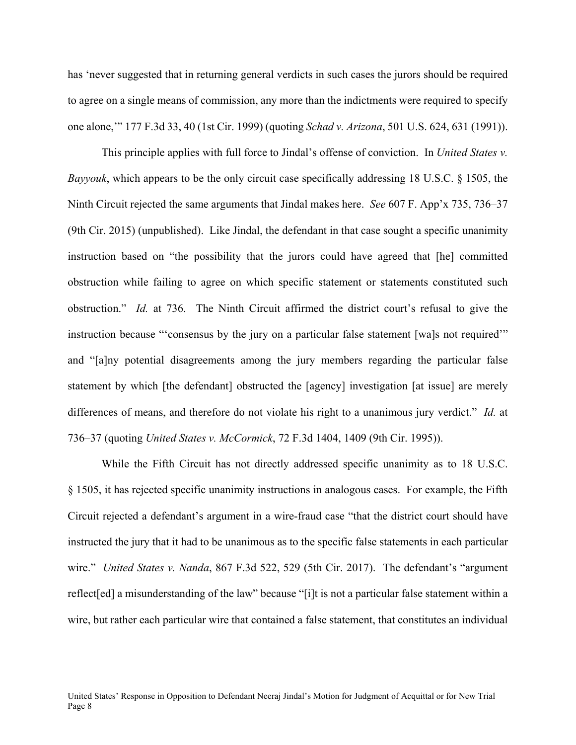has 'never suggested that in returning general verdicts in such cases the jurors should be required to agree on a single means of commission, any more than the indictments were required to specify one alone,'" 177 F.3d 33, 40 (1st Cir. 1999) (quoting *Schad v. Arizona*, 501 U.S. 624, 631 (1991)).

This principle applies with full force to Jindal's offense of conviction. In *United States v. Bayyouk*, which appears to be the only circuit case specifically addressing 18 U.S.C. § 1505, the Ninth Circuit rejected the same arguments that Jindal makes here. *See* 607 F. App'x 735, 736–37 (9th Cir. 2015) (unpublished). Like Jindal, the defendant in that case sought a specific unanimity instruction based on "the possibility that the jurors could have agreed that [he] committed obstruction while failing to agree on which specific statement or statements constituted such obstruction." *Id.* at 736. The Ninth Circuit affirmed the district court's refusal to give the instruction because "'consensus by the jury on a particular false statement [wa]s not required'" and "[a]ny potential disagreements among the jury members regarding the particular false statement by which [the defendant] obstructed the [agency] investigation [at issue] are merely differences of means, and therefore do not violate his right to a unanimous jury verdict." *Id.* at 736–37 (quoting *United States v. McCormick*, 72 F.3d 1404, 1409 (9th Cir. 1995)).

While the Fifth Circuit has not directly addressed specific unanimity as to 18 U.S.C. § 1505, it has rejected specific unanimity instructions in analogous cases. For example, the Fifth Circuit rejected a defendant's argument in a wire-fraud case "that the district court should have instructed the jury that it had to be unanimous as to the specific false statements in each particular wire." *United States v. Nanda*, 867 F.3d 522, 529 (5th Cir. 2017). The defendant's "argument reflect[ed] a misunderstanding of the law" because "[i]t is not a particular false statement within a wire, but rather each particular wire that contained a false statement, that constitutes an individual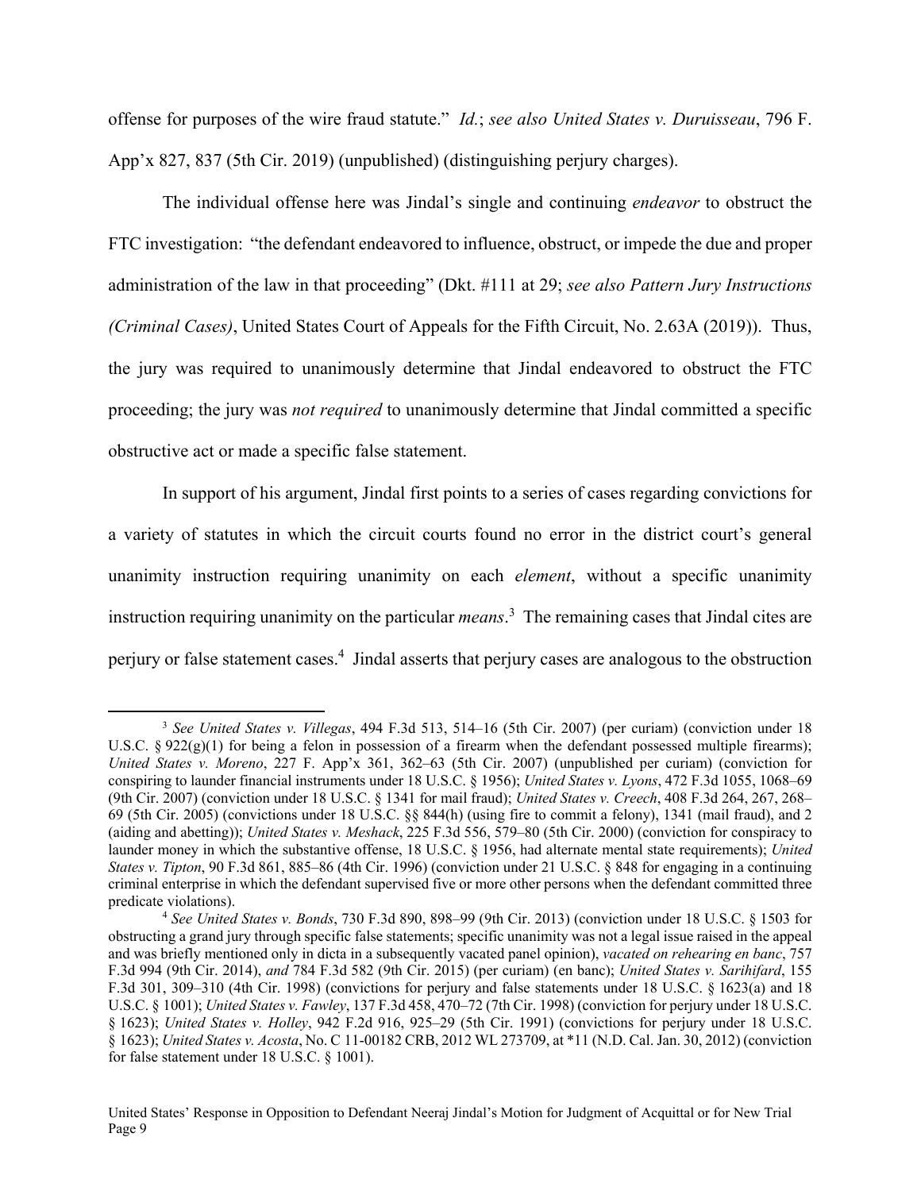offense for purposes of the wire fraud statute." *Id.*; *see also United States v. Duruisseau*, 796 F. App'x 827, 837 (5th Cir. 2019) (unpublished) (distinguishing perjury charges).

The individual offense here was Jindal's single and continuing *endeavor* to obstruct the FTC investigation: "the defendant endeavored to influence, obstruct, or impede the due and proper administration of the law in that proceeding" (Dkt. #111 at 29; *see also Pattern Jury Instructions (Criminal Cases)*, United States Court of Appeals for the Fifth Circuit, No. 2.63A (2019)). Thus, the jury was required to unanimously determine that Jindal endeavored to obstruct the FTC proceeding; the jury was *not required* to unanimously determine that Jindal committed a specific obstructive act or made a specific false statement.

In support of his argument, Jindal first points to a series of cases regarding convictions for a variety of statutes in which the circuit courts found no error in the district court's general unanimity instruction requiring unanimity on each *element*, without a specific unanimity instruction requiring unanimity on the particular *means*.[3] The remaining cases that Jindal cites are perjury or false statement cases.[4] Jindal asserts that perjury cases are analogous to the obstruction

---

[3] *See United States v. Villegas*, 494 F.3d 513, 514–16 (5th Cir. 2007) (per curiam) (conviction under 18 U.S.C. § 922(g)(1) for being a felon in possession of a firearm when the defendant possessed multiple firearms); *United States v. Moreno*, 227 F. App'x 361, 362–63 (5th Cir. 2007) (unpublished per curiam) (conviction for conspiring to launder financial instruments under 18 U.S.C. § 1956); *United States v. Lyons*, 472 F.3d 1055, 1068–69 (9th Cir. 2007) (conviction under 18 U.S.C. § 1341 for mail fraud); *United States v. Creech*, 408 F.3d 264, 267, 268–69 (5th Cir. 2005) (convictions under 18 U.S.C. §§ 844(h) (using fire to commit a felony), 1341 (mail fraud), and 2 (aiding and abetting)); *United States v. Meshack*, 225 F.3d 556, 579–80 (5th Cir. 2000) (conviction for conspiracy to launder money in which the substantive offense, 18 U.S.C. § 1956, had alternate mental state requirements); *United States v. Tipton*, 90 F.3d 861, 885–86 (4th Cir. 1996) (conviction under 21 U.S.C. § 848 for engaging in a continuing criminal enterprise in which the defendant supervised five or more other persons when the defendant committed three predicate violations).

[4] *See United States v. Bonds*, 730 F.3d 890, 898–99 (9th Cir. 2013) (conviction under 18 U.S.C. § 1503 for obstructing a grand jury through specific false statements; specific unanimity was not a legal issue raised in the appeal and was briefly mentioned only in dicta in a subsequently vacated panel opinion), *vacated on rehearing en banc*, 757 F.3d 994 (9th Cir. 2014), *and* 784 F.3d 582 (9th Cir. 2015) (per curiam) (en banc); *United States v. Sarihifard*, 155 F.3d 301, 309–310 (4th Cir. 1998) (convictions for perjury and false statements under 18 U.S.C. § 1623(a) and 18 U.S.C. § 1001); *United States v. Fawley*, 137 F.3d 458, 470–72 (7th Cir. 1998) (conviction for perjury under 18 U.S.C. § 1623); *United States v. Holley*, 942 F.2d 916, 925–29 (5th Cir. 1991) (convictions for perjury under 18 U.S.C. § 1623); *United States v. Acosta*, No. C 11-00182 CRB, 2012 WL 273709, at *11 (N.D. Cal. Jan. 30, 2012) (conviction for false statement under 18 U.S.C. § 1001).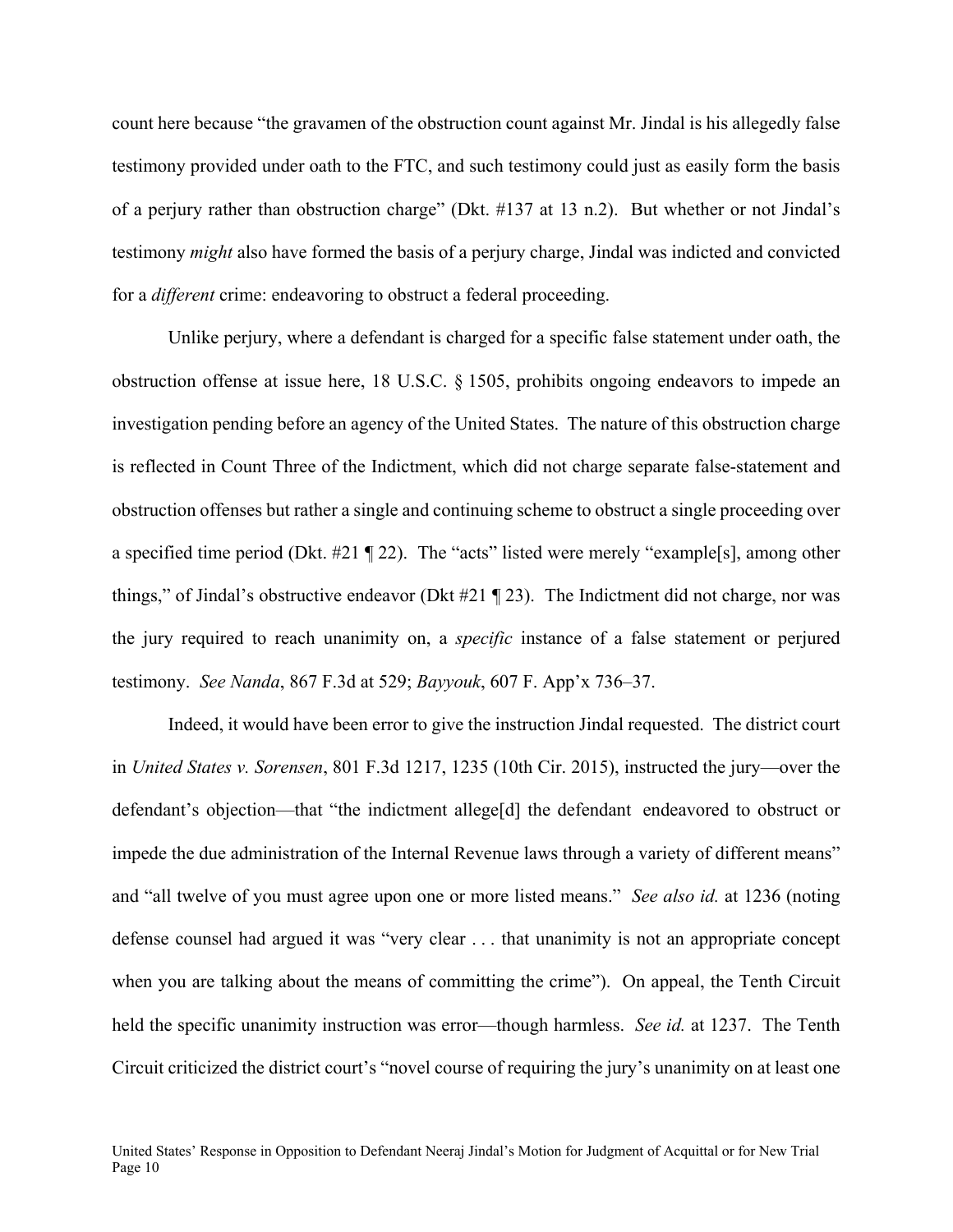count here because "the gravamen of the obstruction count against Mr. Jindal is his allegedly false testimony provided under oath to the FTC, and such testimony could just as easily form the basis of a perjury rather than obstruction charge" (Dkt. #137 at 13 n.2). But whether or not Jindal's testimony *might* also have formed the basis of a perjury charge, Jindal was indicted and convicted for a *different* crime: endeavoring to obstruct a federal proceeding.

Unlike perjury, where a defendant is charged for a specific false statement under oath, the obstruction offense at issue here, 18 U.S.C. § 1505, prohibits ongoing endeavors to impede an investigation pending before an agency of the United States. The nature of this obstruction charge is reflected in Count Three of the Indictment, which did not charge separate false-statement and obstruction offenses but rather a single and continuing scheme to obstruct a single proceeding over a specified time period (Dkt. #21 ¶ 22). The "acts" listed were merely "example[s], among other things," of Jindal's obstructive endeavor (Dkt #21 ¶ 23). The Indictment did not charge, nor was the jury required to reach unanimity on, a *specific* instance of a false statement or perjured testimony. *See Nanda*, 867 F.3d at 529; *Bayyouk*, 607 F. App'x 736–37.

Indeed, it would have been error to give the instruction Jindal requested. The district court in *United States v. Sorensen*, 801 F.3d 1217, 1235 (10th Cir. 2015), instructed the jury—over the defendant's objection—that "the indictment allege[d] the defendant endeavored to obstruct or impede the due administration of the Internal Revenue laws through a variety of different means" and "all twelve of you must agree upon one or more listed means." *See also id.* at 1236 (noting defense counsel had argued it was "very clear . . . that unanimity is not an appropriate concept when you are talking about the means of committing the crime"). On appeal, the Tenth Circuit held the specific unanimity instruction was error—though harmless. *See id.* at 1237. The Tenth Circuit criticized the district court's "novel course of requiring the jury's unanimity on at least one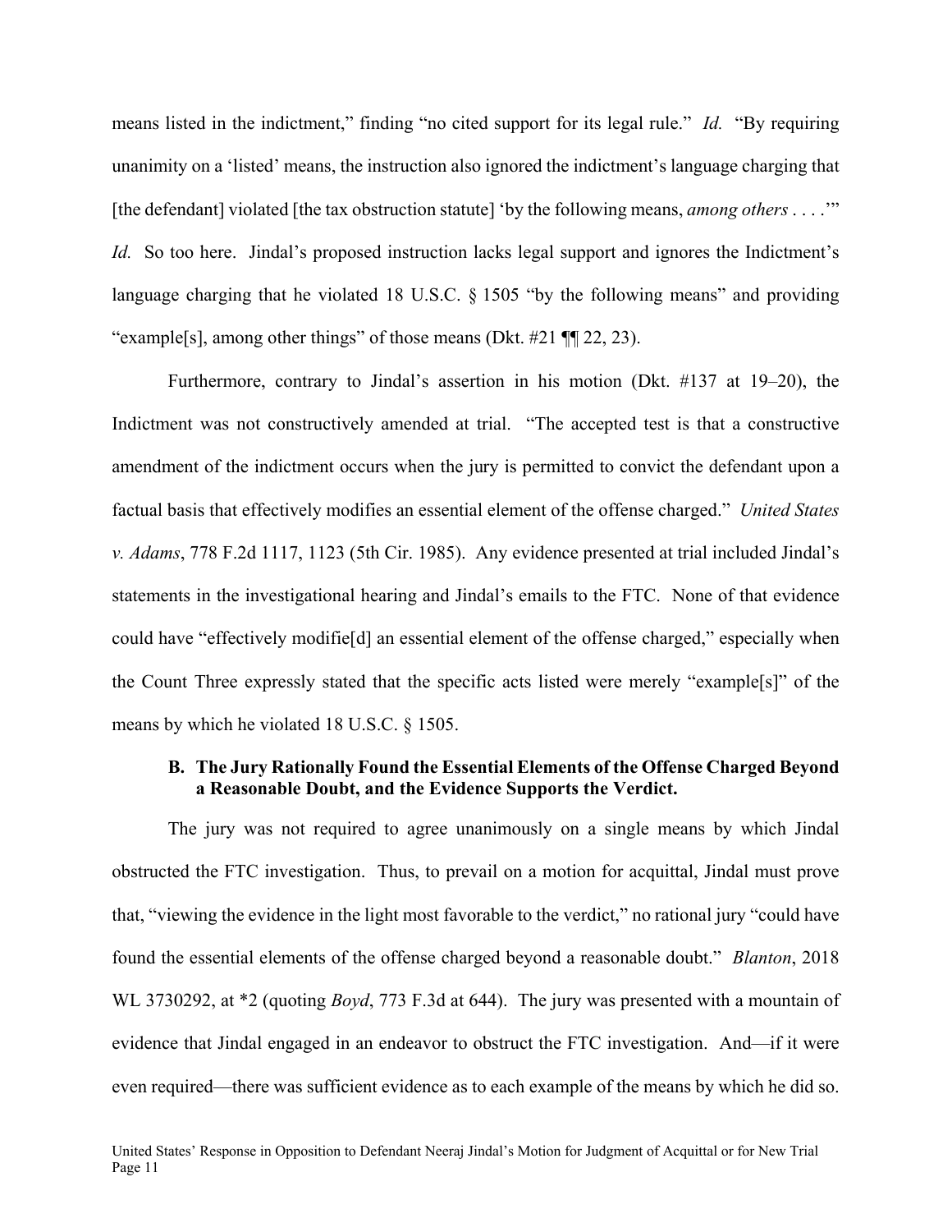means listed in the indictment," finding "no cited support for its legal rule." *Id.* "By requiring unanimity on a 'listed' means, the instruction also ignored the indictment's language charging that [the defendant] violated [the tax obstruction statute] 'by the following means, *among others* . . . .'" *Id.* So too here. Jindal's proposed instruction lacks legal support and ignores the Indictment's language charging that he violated 18 U.S.C. § 1505 "by the following means" and providing "example[s], among other things" of those means (Dkt. #21 ¶¶ 22, 23).

Furthermore, contrary to Jindal's assertion in his motion (Dkt. #137 at 19–20), the Indictment was not constructively amended at trial. "The accepted test is that a constructive amendment of the indictment occurs when the jury is permitted to convict the defendant upon a factual basis that effectively modifies an essential element of the offense charged." *United States v. Adams*, 778 F.2d 1117, 1123 (5th Cir. 1985). Any evidence presented at trial included Jindal's statements in the investigational hearing and Jindal's emails to the FTC. None of that evidence could have "effectively modifie[d] an essential element of the offense charged," especially when the Count Three expressly stated that the specific acts listed were merely "example[s]" of the means by which he violated 18 U.S.C. § 1505.

### B. The Jury Rationally Found the Essential Elements of the Offense Charged Beyond a Reasonable Doubt, and the Evidence Supports the Verdict.

The jury was not required to agree unanimously on a single means by which Jindal obstructed the FTC investigation. Thus, to prevail on a motion for acquittal, Jindal must prove that, "viewing the evidence in the light most favorable to the verdict," no rational jury "could have found the essential elements of the offense charged beyond a reasonable doubt." *Blanton*, 2018 WL 3730292, at \*2 (quoting *Boyd*, 773 F.3d at 644). The jury was presented with a mountain of evidence that Jindal engaged in an endeavor to obstruct the FTC investigation. And—if it were even required—there was sufficient evidence as to each example of the means by which he did so.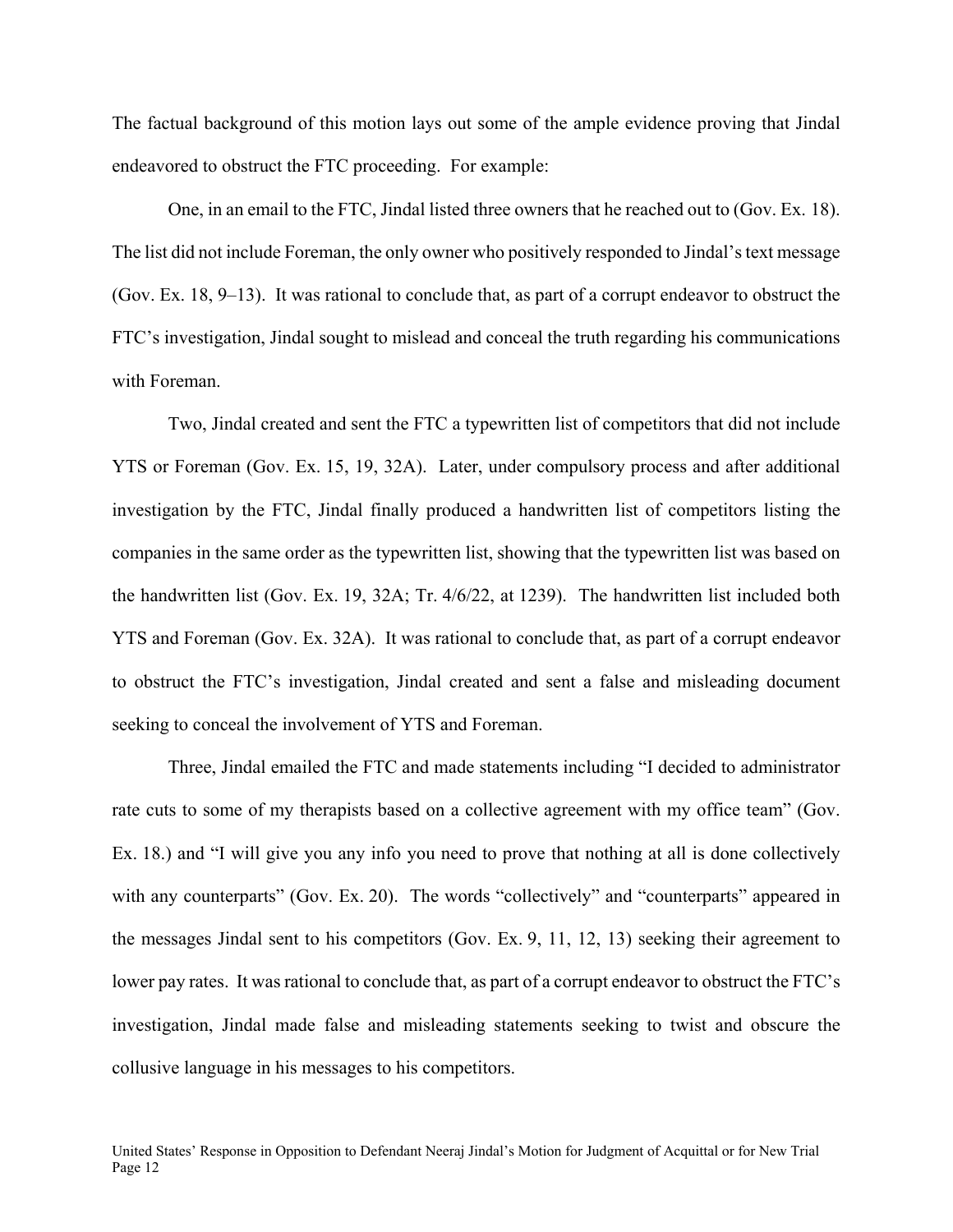The factual background of this motion lays out some of the ample evidence proving that Jindal endeavored to obstruct the FTC proceeding. For example:

One, in an email to the FTC, Jindal listed three owners that he reached out to (Gov. Ex. 18). The list did not include Foreman, the only owner who positively responded to Jindal's text message (Gov. Ex. 18, 9–13). It was rational to conclude that, as part of a corrupt endeavor to obstruct the FTC's investigation, Jindal sought to mislead and conceal the truth regarding his communications with Foreman.

Two, Jindal created and sent the FTC a typewritten list of competitors that did not include YTS or Foreman (Gov. Ex. 15, 19, 32A). Later, under compulsory process and after additional investigation by the FTC, Jindal finally produced a handwritten list of competitors listing the companies in the same order as the typewritten list, showing that the typewritten list was based on the handwritten list (Gov. Ex. 19, 32A; Tr. 4/6/22, at 1239). The handwritten list included both YTS and Foreman (Gov. Ex. 32A). It was rational to conclude that, as part of a corrupt endeavor to obstruct the FTC's investigation, Jindal created and sent a false and misleading document seeking to conceal the involvement of YTS and Foreman.

Three, Jindal emailed the FTC and made statements including "I decided to administrator rate cuts to some of my therapists based on a collective agreement with my office team" (Gov. Ex. 18.) and "I will give you any info you need to prove that nothing at all is done collectively with any counterparts" (Gov. Ex. 20). The words "collectively" and "counterparts" appeared in the messages Jindal sent to his competitors (Gov. Ex. 9, 11, 12, 13) seeking their agreement to lower pay rates. It was rational to conclude that, as part of a corrupt endeavor to obstruct the FTC's investigation, Jindal made false and misleading statements seeking to twist and obscure the collusive language in his messages to his competitors.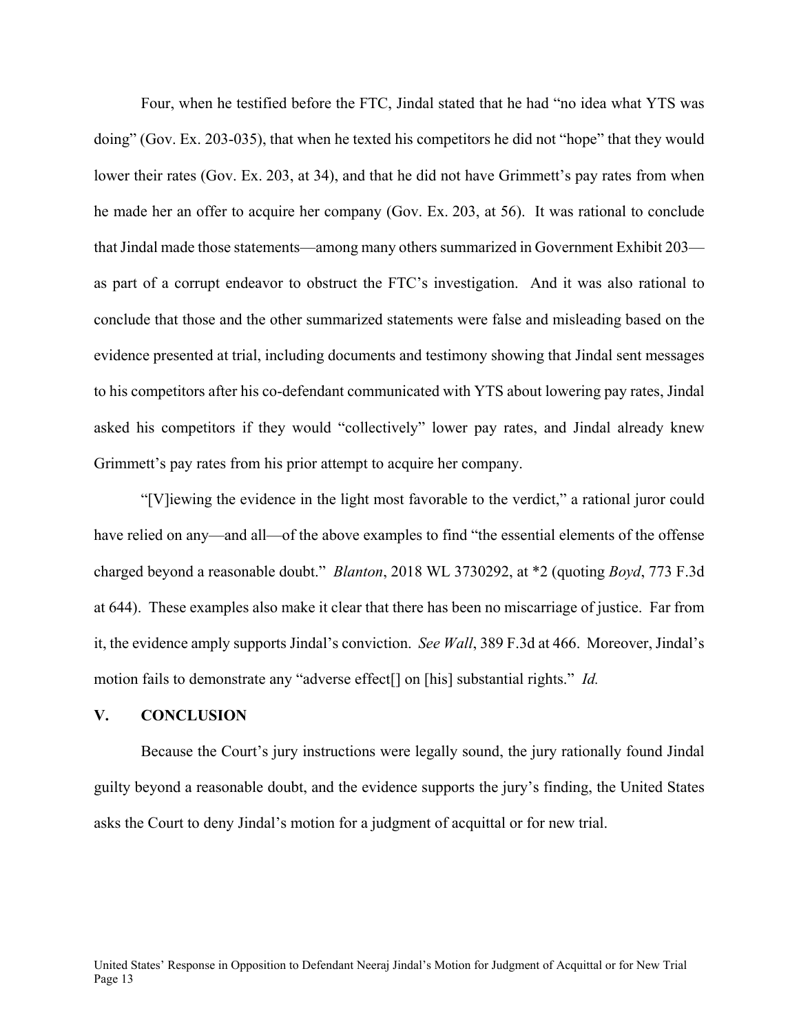Four, when he testified before the FTC, Jindal stated that he had "no idea what YTS was doing" (Gov. Ex. 203-035), that when he texted his competitors he did not "hope" that they would lower their rates (Gov. Ex. 203, at 34), and that he did not have Grimmett's pay rates from when he made her an offer to acquire her company (Gov. Ex. 203, at 56). It was rational to conclude that Jindal made those statements—among many others summarized in Government Exhibit 203—as part of a corrupt endeavor to obstruct the FTC's investigation. And it was also rational to conclude that those and the other summarized statements were false and misleading based on the evidence presented at trial, including documents and testimony showing that Jindal sent messages to his competitors after his co-defendant communicated with YTS about lowering pay rates, Jindal asked his competitors if they would "collectively" lower pay rates, and Jindal already knew Grimmett's pay rates from his prior attempt to acquire her company.

"[V]iewing the evidence in the light most favorable to the verdict," a rational juror could have relied on any—and all—of the above examples to find "the essential elements of the offense charged beyond a reasonable doubt." *Blanton*, 2018 WL 3730292, at *2 (quoting *Boyd*, 773 F.3d at 644). These examples also make it clear that there has been no miscarriage of justice. Far from it, the evidence amply supports Jindal's conviction. *See Wall*, 389 F.3d at 466. Moreover, Jindal's motion fails to demonstrate any "adverse effect[] on [his] substantial rights." *Id.*

## V. CONCLUSION

Because the Court's jury instructions were legally sound, the jury rationally found Jindal guilty beyond a reasonable doubt, and the evidence supports the jury's finding, the United States asks the Court to deny Jindal's motion for a judgment of acquittal or for new trial.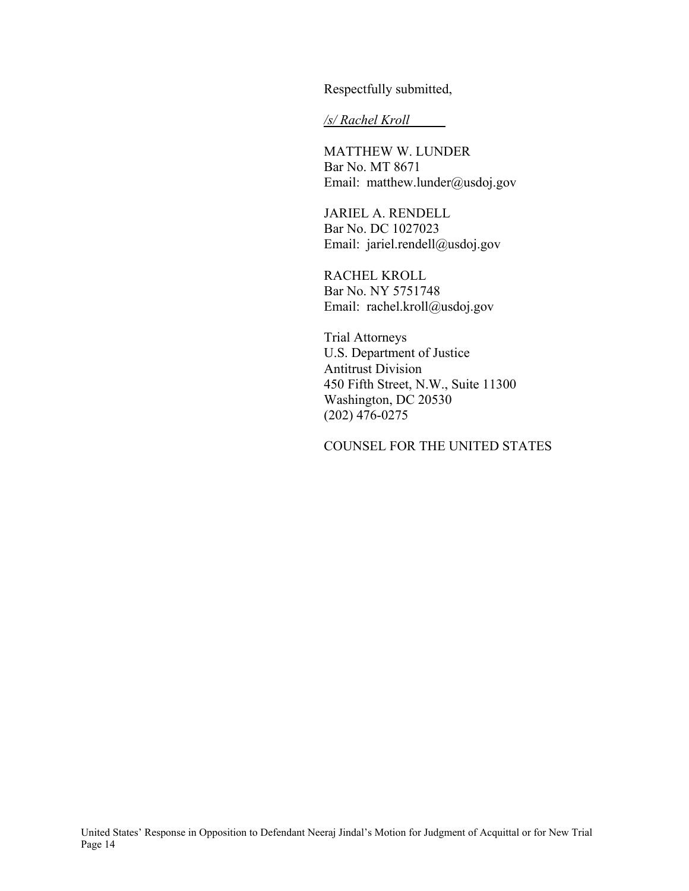Respectfully submitted,

*/s/ Rachel Kroll*

MATTHEW W. LUNDER
Bar No. MT 8671
Email: matthew.lunder@usdoj.gov

JARIEL A. RENDELL
Bar No. DC 1027023
Email: jariel.rendell@usdoj.gov

RACHEL KROLL
Bar No. NY 5751748
Email: rachel.kroll@usdoj.gov

Trial Attorneys
U.S. Department of Justice
Antitrust Division
450 Fifth Street, N.W., Suite 11300
Washington, DC 20530
(202) 476-0275

COUNSEL FOR THE UNITED STATES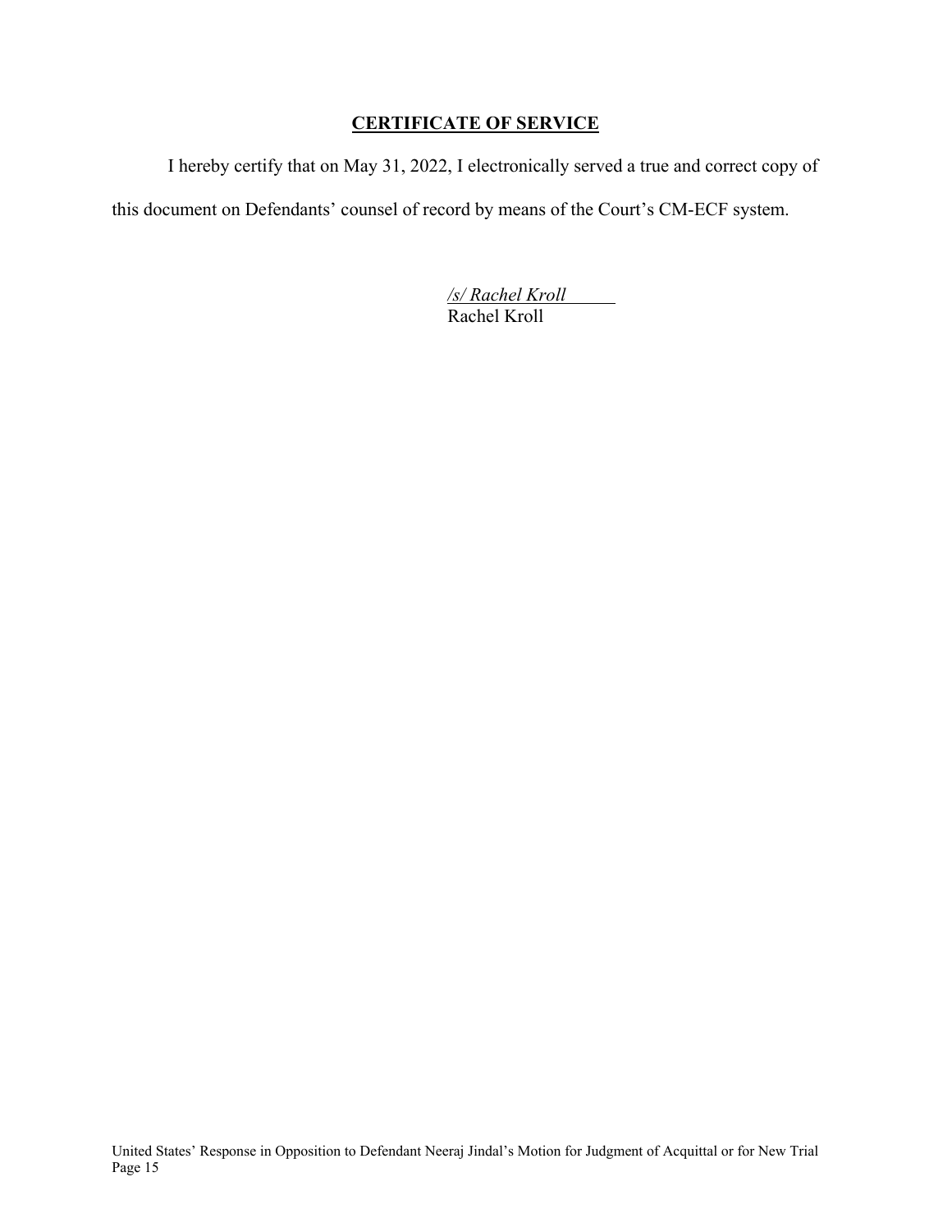## CERTIFICATE OF SERVICE

I hereby certify that on May 31, 2022, I electronically served a true and correct copy of this document on Defendants' counsel of record by means of the Court's CM-ECF system.

*/s/ Rachel Kroll*
Rachel Kroll